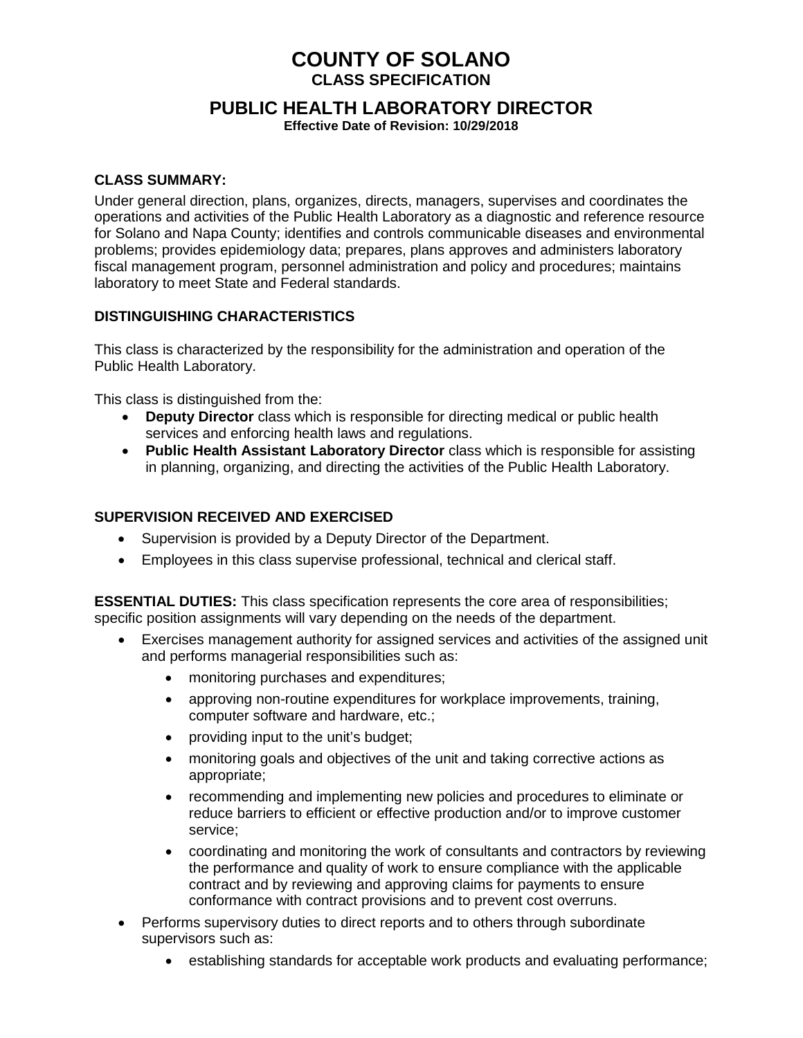# COUNTY OF SOLANO

## CLASS SPECIFICATION

## PUBLIC HEALTH LABORATORY DIRECTOR

**Effective Date of Revision: 10/29/2018**

### CLASS SUMMARY:

Under general direction, plans, organizes, directs, managers, supervises and coordinates the operations and activities of the Public Health Laboratory as a diagnostic and reference resource for Solano and Napa County; identifies and controls communicable diseases and environmental problems; provides epidemiology data; prepares, plans approves and administers laboratory fiscal management program, personnel administration and policy and procedures; maintains laboratory to meet State and Federal standards.

### DISTINGUISHING CHARACTERISTICS

This class is characterized by the responsibility for the administration and operation of the Public Health Laboratory.

This class is distinguished from the:

- **Deputy Director** class which is responsible for directing medical or public health services and enforcing health laws and regulations.
- **Public Health Assistant Laboratory Director** class which is responsible for assisting in planning, organizing, and directing the activities of the Public Health Laboratory.

### SUPERVISION RECEIVED AND EXERCISED

- Supervision is provided by a Deputy Director of the Department.
- Employees in this class supervise professional, technical and clerical staff.

**ESSENTIAL DUTIES:** This class specification represents the core area of responsibilities; specific position assignments will vary depending on the needs of the department.

- Exercises management authority for assigned services and activities of the assigned unit and performs managerial responsibilities such as:
    - monitoring purchases and expenditures;
    - approving non-routine expenditures for workplace improvements, training, computer software and hardware, etc.;
    - providing input to the unit's budget;
    - monitoring goals and objectives of the unit and taking corrective actions as appropriate;
    - recommending and implementing new policies and procedures to eliminate or reduce barriers to efficient or effective production and/or to improve customer service;
    - coordinating and monitoring the work of consultants and contractors by reviewing the performance and quality of work to ensure compliance with the applicable contract and by reviewing and approving claims for payments to ensure conformance with contract provisions and to prevent cost overruns.
- Performs supervisory duties to direct reports and to others through subordinate supervisors such as:
    - establishing standards for acceptable work products and evaluating performance;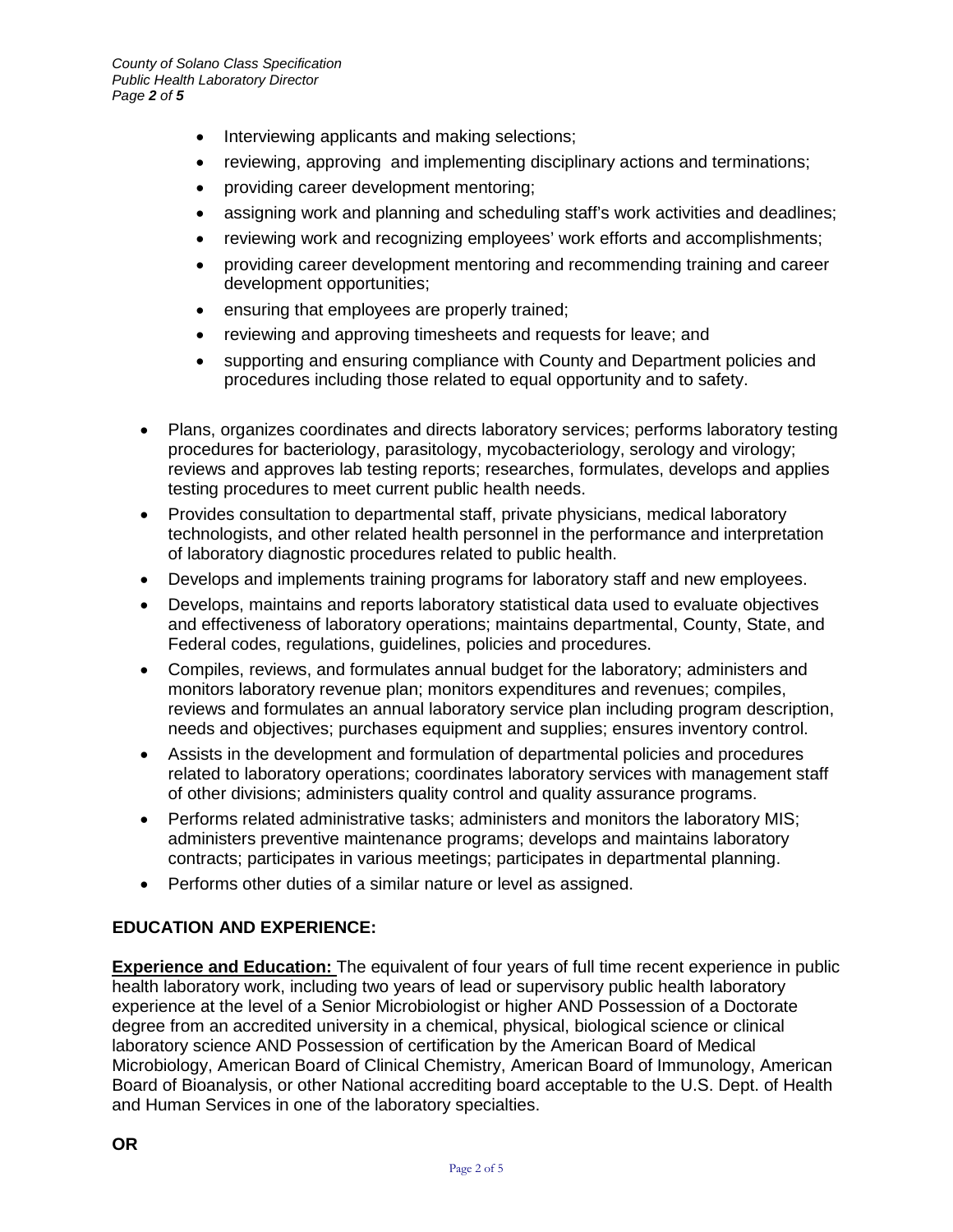- Interviewing applicants and making selections;
- reviewing, approving and implementing disciplinary actions and terminations;
- providing career development mentoring;
- assigning work and planning and scheduling staff's work activities and deadlines;
- reviewing work and recognizing employees' work efforts and accomplishments;
- providing career development mentoring and recommending training and career development opportunities;
- ensuring that employees are properly trained;
- reviewing and approving timesheets and requests for leave; and
- supporting and ensuring compliance with County and Department policies and procedures including those related to equal opportunity and to safety.

- Plans, organizes coordinates and directs laboratory services; performs laboratory testing procedures for bacteriology, parasitology, mycobacteriology, serology and virology; reviews and approves lab testing reports; researches, formulates, develops and applies testing procedures to meet current public health needs.
- Provides consultation to departmental staff, private physicians, medical laboratory technologists, and other related health personnel in the performance and interpretation of laboratory diagnostic procedures related to public health.
- Develops and implements training programs for laboratory staff and new employees.
- Develops, maintains and reports laboratory statistical data used to evaluate objectives and effectiveness of laboratory operations; maintains departmental, County, State, and Federal codes, regulations, guidelines, policies and procedures.
- Compiles, reviews, and formulates annual budget for the laboratory; administers and monitors laboratory revenue plan; monitors expenditures and revenues; compiles, reviews and formulates an annual laboratory service plan including program description, needs and objectives; purchases equipment and supplies; ensures inventory control.
- Assists in the development and formulation of departmental policies and procedures related to laboratory operations; coordinates laboratory services with management staff of other divisions; administers quality control and quality assurance programs.
- Performs related administrative tasks; administers and monitors the laboratory MIS; administers preventive maintenance programs; develops and maintains laboratory contracts; participates in various meetings; participates in departmental planning.
- Performs other duties of a similar nature or level as assigned.

## EDUCATION AND EXPERIENCE:

**Experience and Education:** The equivalent of four years of full time recent experience in public health laboratory work, including two years of lead or supervisory public health laboratory experience at the level of a Senior Microbiologist or higher AND Possession of a Doctorate degree from an accredited university in a chemical, physical, biological science or clinical laboratory science AND Possession of certification by the American Board of Medical Microbiology, American Board of Clinical Chemistry, American Board of Immunology, American Board of Bioanalysis, or other National accrediting board acceptable to the U.S. Dept. of Health and Human Services in one of the laboratory specialties.

**OR**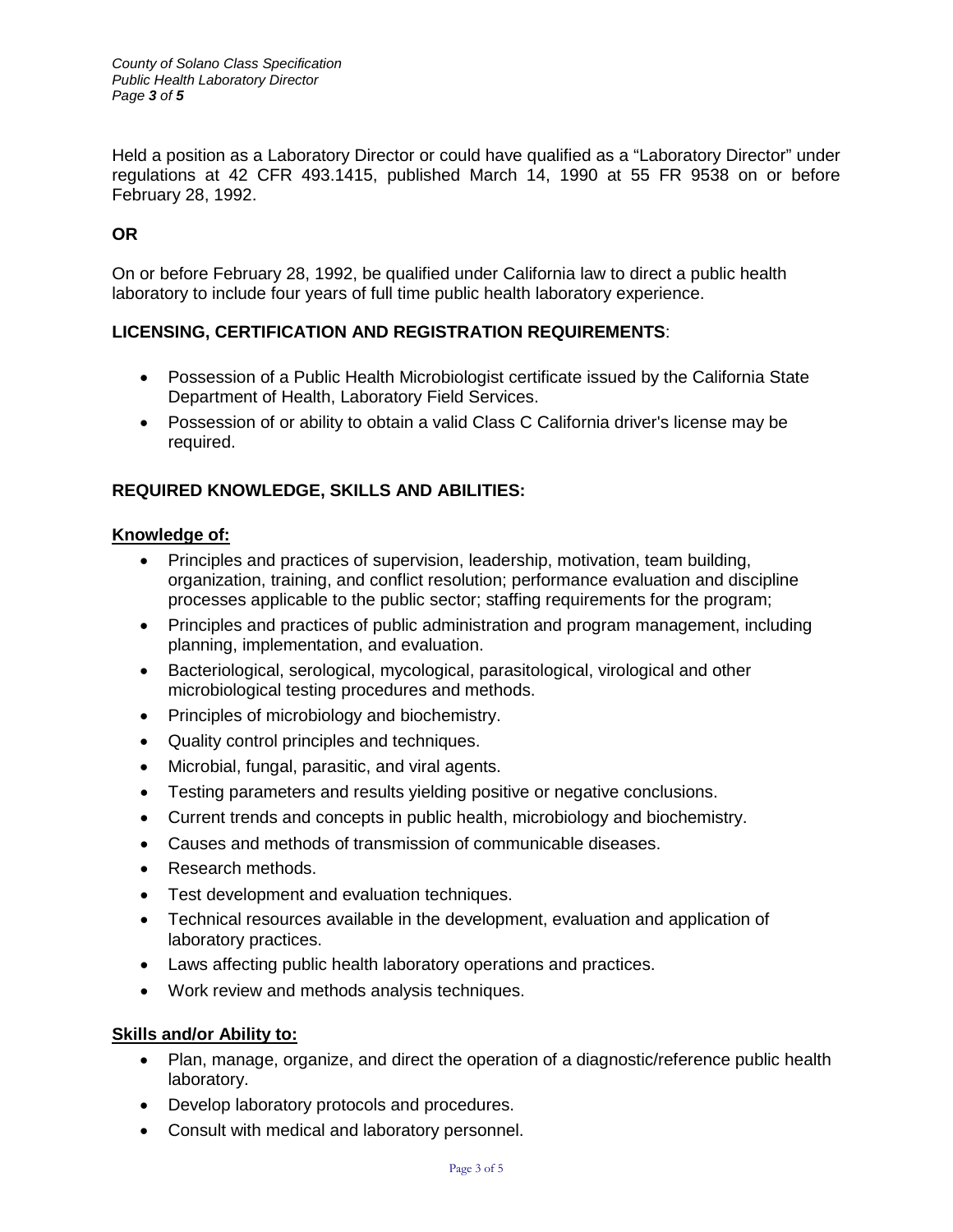Held a position as a Laboratory Director or could have qualified as a "Laboratory Director" under regulations at 42 CFR 493.1415, published March 14, 1990 at 55 FR 9538 on or before February 28, 1992.

**OR**

On or before February 28, 1992, be qualified under California law to direct a public health laboratory to include four years of full time public health laboratory experience.

**LICENSING, CERTIFICATION AND REGISTRATION REQUIREMENTS**:

- Possession of a Public Health Microbiologist certificate issued by the California State Department of Health, Laboratory Field Services.
- Possession of or ability to obtain a valid Class C California driver's license may be required.

**REQUIRED KNOWLEDGE, SKILLS AND ABILITIES:**

**Knowledge of:**

- Principles and practices of supervision, leadership, motivation, team building, organization, training, and conflict resolution; performance evaluation and discipline processes applicable to the public sector; staffing requirements for the program;
- Principles and practices of public administration and program management, including planning, implementation, and evaluation.
- Bacteriological, serological, mycological, parasitological, virological and other microbiological testing procedures and methods.
- Principles of microbiology and biochemistry.
- Quality control principles and techniques.
- Microbial, fungal, parasitic, and viral agents.
- Testing parameters and results yielding positive or negative conclusions.
- Current trends and concepts in public health, microbiology and biochemistry.
- Causes and methods of transmission of communicable diseases.
- Research methods.
- Test development and evaluation techniques.
- Technical resources available in the development, evaluation and application of laboratory practices.
- Laws affecting public health laboratory operations and practices.
- Work review and methods analysis techniques.

**Skills and/or Ability to:**

- Plan, manage, organize, and direct the operation of a diagnostic/reference public health laboratory.
- Develop laboratory protocols and procedures.
- Consult with medical and laboratory personnel.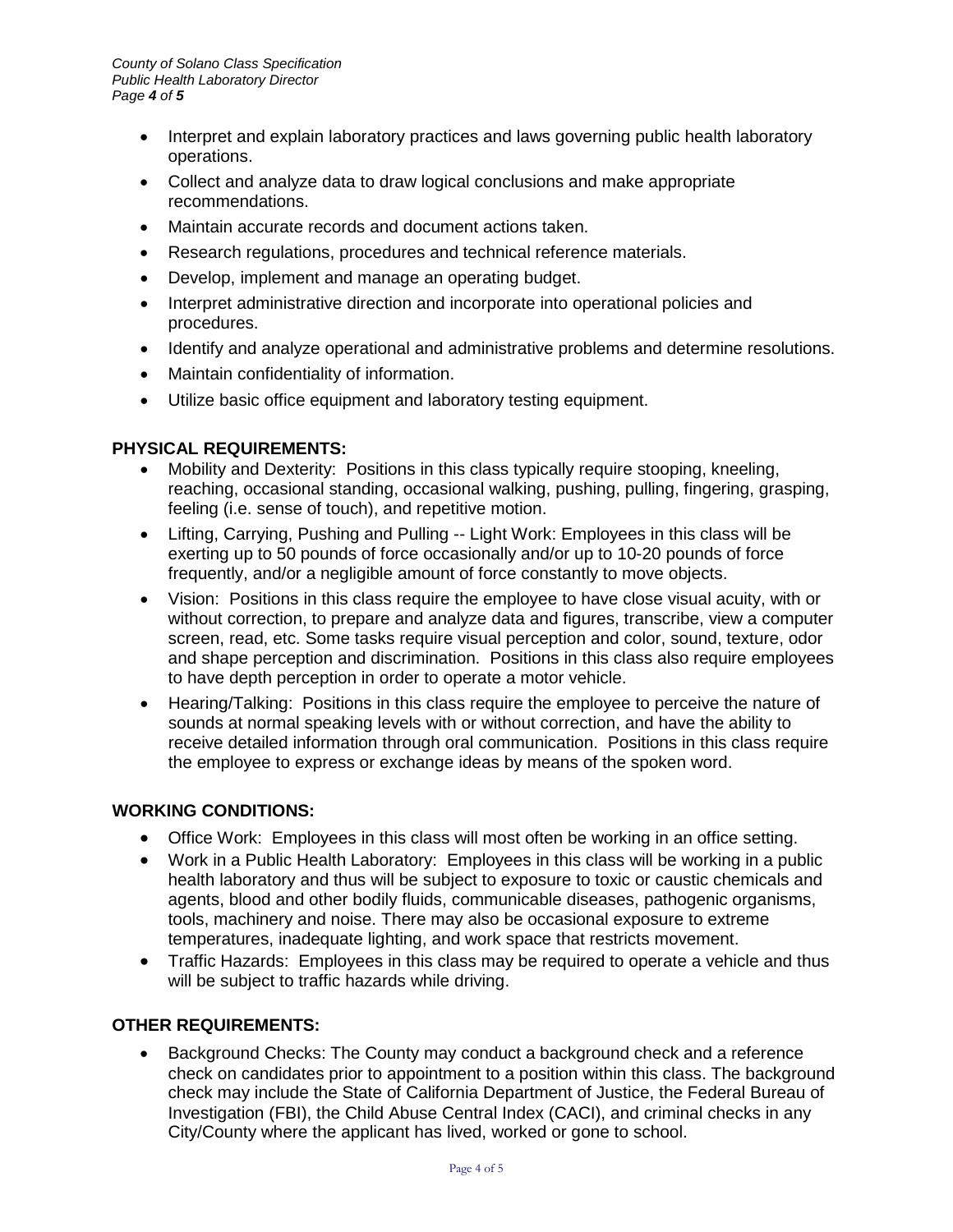- Interpret and explain laboratory practices and laws governing public health laboratory operations.
- Collect and analyze data to draw logical conclusions and make appropriate recommendations.
- Maintain accurate records and document actions taken.
- Research regulations, procedures and technical reference materials.
- Develop, implement and manage an operating budget.
- Interpret administrative direction and incorporate into operational policies and procedures.
- Identify and analyze operational and administrative problems and determine resolutions.
- Maintain confidentiality of information.
- Utilize basic office equipment and laboratory testing equipment.

**PHYSICAL REQUIREMENTS:**

- Mobility and Dexterity: Positions in this class typically require stooping, kneeling, reaching, occasional standing, occasional walking, pushing, pulling, fingering, grasping, feeling (i.e. sense of touch), and repetitive motion.
- Lifting, Carrying, Pushing and Pulling -- Light Work: Employees in this class will be exerting up to 50 pounds of force occasionally and/or up to 10-20 pounds of force frequently, and/or a negligible amount of force constantly to move objects.
- Vision: Positions in this class require the employee to have close visual acuity, with or without correction, to prepare and analyze data and figures, transcribe, view a computer screen, read, etc. Some tasks require visual perception and color, sound, texture, odor and shape perception and discrimination. Positions in this class also require employees to have depth perception in order to operate a motor vehicle.
- Hearing/Talking: Positions in this class require the employee to perceive the nature of sounds at normal speaking levels with or without correction, and have the ability to receive detailed information through oral communication. Positions in this class require the employee to express or exchange ideas by means of the spoken word.

**WORKING CONDITIONS:**

- Office Work: Employees in this class will most often be working in an office setting.
- Work in a Public Health Laboratory: Employees in this class will be working in a public health laboratory and thus will be subject to exposure to toxic or caustic chemicals and agents, blood and other bodily fluids, communicable diseases, pathogenic organisms, tools, machinery and noise. There may also be occasional exposure to extreme temperatures, inadequate lighting, and work space that restricts movement.
- Traffic Hazards: Employees in this class may be required to operate a vehicle and thus will be subject to traffic hazards while driving.

**OTHER REQUIREMENTS:**

- Background Checks: The County may conduct a background check and a reference check on candidates prior to appointment to a position within this class. The background check may include the State of California Department of Justice, the Federal Bureau of Investigation (FBI), the Child Abuse Central Index (CACI), and criminal checks in any City/County where the applicant has lived, worked or gone to school.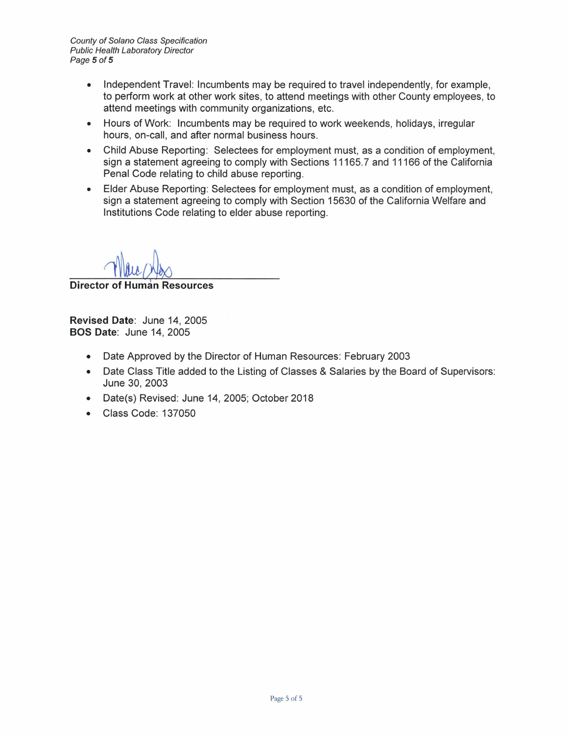- Independent Travel: Incumbents may be required to travel independently, for example, to perform work at other work sites, to attend meetings with other County employees, to attend meetings with community organizations, etc.
- Hours of Work: Incumbents may be required to work weekends, holidays, irregular hours, on-call, and after normal business hours.
- Child Abuse Reporting: Selectees for employment must, as a condition of employment, sign a statement agreeing to comply with Sections 11165.7 and 11166 of the California Penal Code relating to child abuse reporting.
- Elder Abuse Reporting: Selectees for employment must, as a condition of employment, sign a statement agreeing to comply with Section 15630 of the California Welfare and Institutions Code relating to elder abuse reporting.

**Director of Human Resources**

**Revised Date**: June 14, 2005
**BOS Date**: June 14, 2005

- Date Approved by the Director of Human Resources: February 2003
- Date Class Title added to the Listing of Classes & Salaries by the Board of Supervisors: June 30, 2003
- Date(s) Revised: June 14, 2005; October 2018
- Class Code: 137050